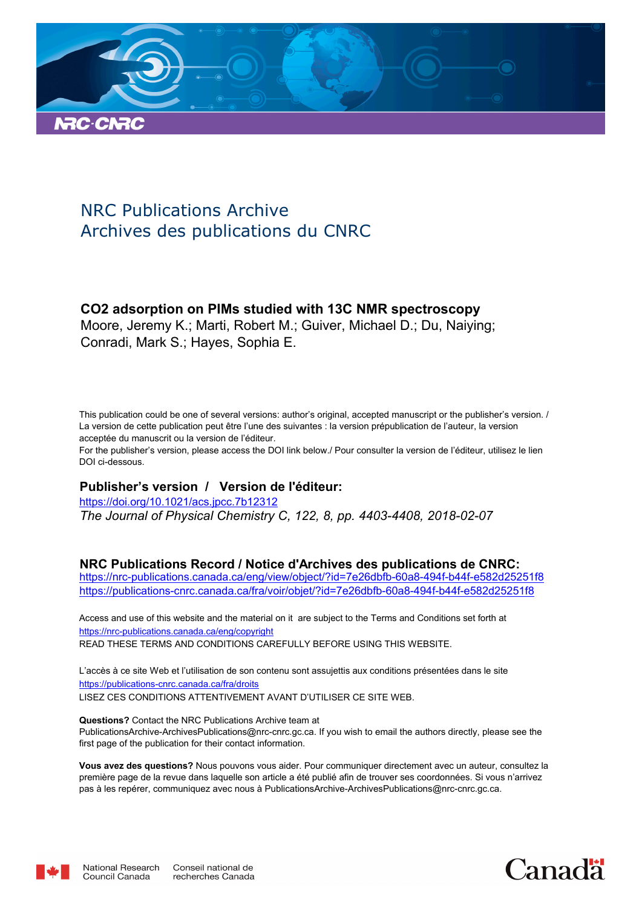NRC Publications Archive
Archives des publications du CNRC

**CO2 adsorption on PIMs studied with 13C NMR spectroscopy**
Moore, Jeremy K.; Marti, Robert M.; Guiver, Michael D.; Du, Naiying; Conradi, Mark S.; Hayes, Sophia E.

This publication could be one of several versions: author's original, accepted manuscript or the publisher's version. / La version de cette publication peut être l'une des suivantes : la version prépublication de l'auteur, la version acceptée du manuscrit ou la version de l'éditeur.
For the publisher's version, please access the DOI link below./ Pour consulter la version de l'éditeur, utilisez le lien DOI ci-dessous.

**Publisher's version / Version de l'éditeur:**
https://doi.org/10.1021/acs.jpcc.7b12312
*The Journal of Physical Chemistry C, 122, 8, pp. 4403-4408, 2018-02-07*

**NRC Publications Record / Notice d'Archives des publications de CNRC:**
https://nrc-publications.canada.ca/eng/view/object/?id=7e26dbfb-60a8-494f-b44f-e582d25251f8
https://publications-cnrc.canada.ca/fra/voir/objet/?id=7e26dbfb-60a8-494f-b44f-e582d25251f8

Access and use of this website and the material on it are subject to the Terms and Conditions set forth at
https://nrc-publications.canada.ca/eng/copyright
READ THESE TERMS AND CONDITIONS CAREFULLY BEFORE USING THIS WEBSITE.

L'accès à ce site Web et l'utilisation de son contenu sont assujettis aux conditions présentées dans le site
https://publications-cnrc.canada.ca/fra/droits
LISEZ CES CONDITIONS ATTENTIVEMENT AVANT D'UTILISER CE SITE WEB.

**Questions?** Contact the NRC Publications Archive team at
PublicationsArchive-ArchivesPublications@nrc-cnrc.gc.ca. If you wish to email the authors directly, please see the first page of the publication for their contact information.

**Vous avez des questions?** Nous pouvons vous aider. Pour communiquer directement avec un auteur, consultez la première page de la revue dans laquelle son article a été publié afin de trouver ses coordonnées. Si vous n'arrivez pas à les repérer, communiquez avec nous à PublicationsArchive-ArchivesPublications@nrc-cnrc.gc.ca.

National Research Council Canada
Conseil national de recherches Canada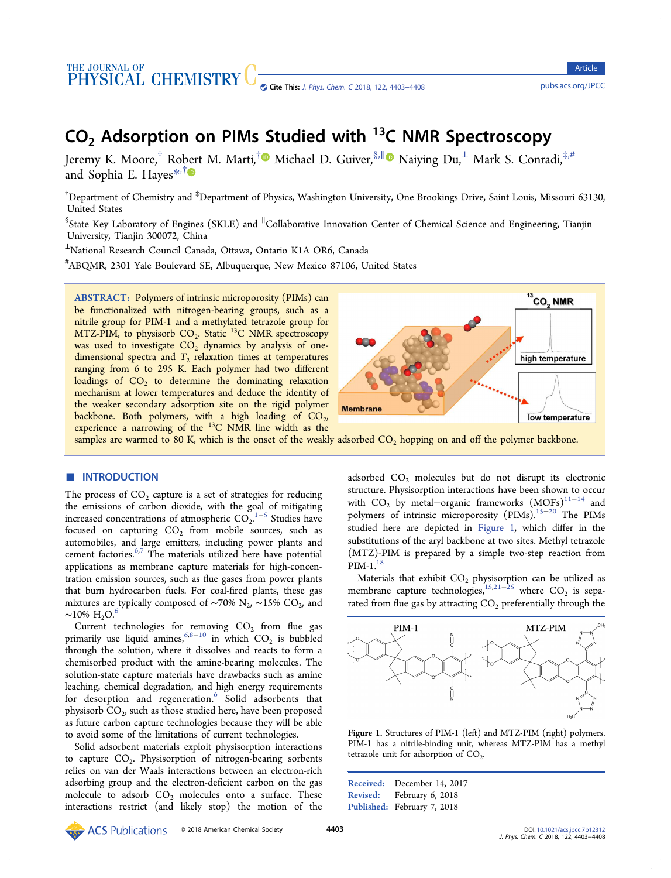# $CO_2$ Adsorption on PIMs Studied with $^{13}C$ NMR Spectroscopy

Jeremy K. Moore,[†] Robert M. Marti,[†] Michael D. Guiver,[§,∥] Naiying Du,[⊥] Mark S. Conradi,[‡,#] and Sophia E. Hayes*[,†]

[†]Department of Chemistry and [‡]Department of Physics, Washington University, One Brookings Drive, Saint Louis, Missouri 63130, United States

[§]State Key Laboratory of Engines (SKLE) and [∥]Collaborative Innovation Center of Chemical Science and Engineering, Tianjin University, Tianjin 300072, China

[⊥]National Research Council Canada, Ottawa, Ontario K1A OR6, Canada

[#]ABQMR, 2301 Yale Boulevard SE, Albuquerque, New Mexico 87106, United States

**ABSTRACT:** Polymers of intrinsic microporosity (PIMs) can be functionalized with nitrogen-bearing groups, such as a nitrile group for PIM-1 and a methylated tetrazole group for MTZ-PIM, to physisorb $CO_2$. Static $^{13}C$ NMR spectroscopy was used to investigate $CO_2$ dynamics by analysis of one-dimensional spectra and $T_2$ relaxation times at temperatures ranging from 6 to 295 K. Each polymer had two different loadings of $CO_2$ to determine the dominating relaxation mechanism at lower temperatures and deduce the identity of the weaker secondary adsorption site on the rigid polymer backbone. Both polymers, with a high loading of $CO_2$, experience a narrowing of the $^{13}C$ NMR line width as the samples are warmed to 80 K, which is the onset of the weakly adsorbed $CO_2$ hopping on and off the polymer backbone.

## INTRODUCTION

The process of $CO_2$ capture is a set of strategies for reducing the emissions of carbon dioxide, with the goal of mitigating increased concentrations of atmospheric $CO_2$.[1−5] Studies have focused on capturing $CO_2$ from mobile sources, such as automobiles, and large emitters, including power plants and cement factories.[6,7] The materials utilized here have potential applications as membrane capture materials for high-concentration emission sources, such as flue gases from power plants that burn hydrocarbon fuels. For coal-fired plants, these gas mixtures are typically composed of ~70% $N_2$, ~15% $CO_2$, and ~10% $H_2O$.[6]

Current technologies for removing $CO_2$ from flue gas primarily use liquid amines,[6,8−10] in which $CO_2$ is bubbled through the solution, where it dissolves and reacts to form a chemisorbed product with the amine-bearing molecules. The solution-state capture materials have drawbacks such as amine leaching, chemical degradation, and high energy requirements for desorption and regeneration.[6] Solid adsorbents that physisorb $CO_2$, such as those studied here, have been proposed as future carbon capture technologies because they will be able to avoid some of the limitations of current technologies.

Solid adsorbent materials exploit physisorption interactions to capture $CO_2$. Physisorption of nitrogen-bearing sorbents relies on van der Waals interactions between an electron-rich adsorbing group and the electron-deficient carbon on the gas molecule to adsorb $CO_2$ molecules onto a surface. These interactions restrict (and likely stop) the motion of the adsorbed $CO_2$ molecules but do not disrupt its electronic structure. Physisorption interactions have been shown to occur with $CO_2$ by metal−organic frameworks (MOFs)[11−14] and polymers of intrinsic microporosity (PIMs).[15−20] The PIMs studied here are depicted in Figure 1, which differ in the substitutions of the aryl backbone at two sites. Methyl tetrazole (MTZ)-PIM is prepared by a simple two-step reaction from PIM-1.[18]

Materials that exhibit $CO_2$ physisorption can be utilized as membrane capture technologies,[15,21−25] where $CO_2$ is separated from flue gas by attracting $CO_2$ preferentially through the

Figure 1. Structures of PIM-1 (left) and MTZ-PIM (right) polymers. PIM-1 has a nitrile-binding unit, whereas MTZ-PIM has a methyl tetrazole unit for adsorption of $CO_2$.

Received: December 14, 2017
Revised: February 6, 2018
Published: February 7, 2018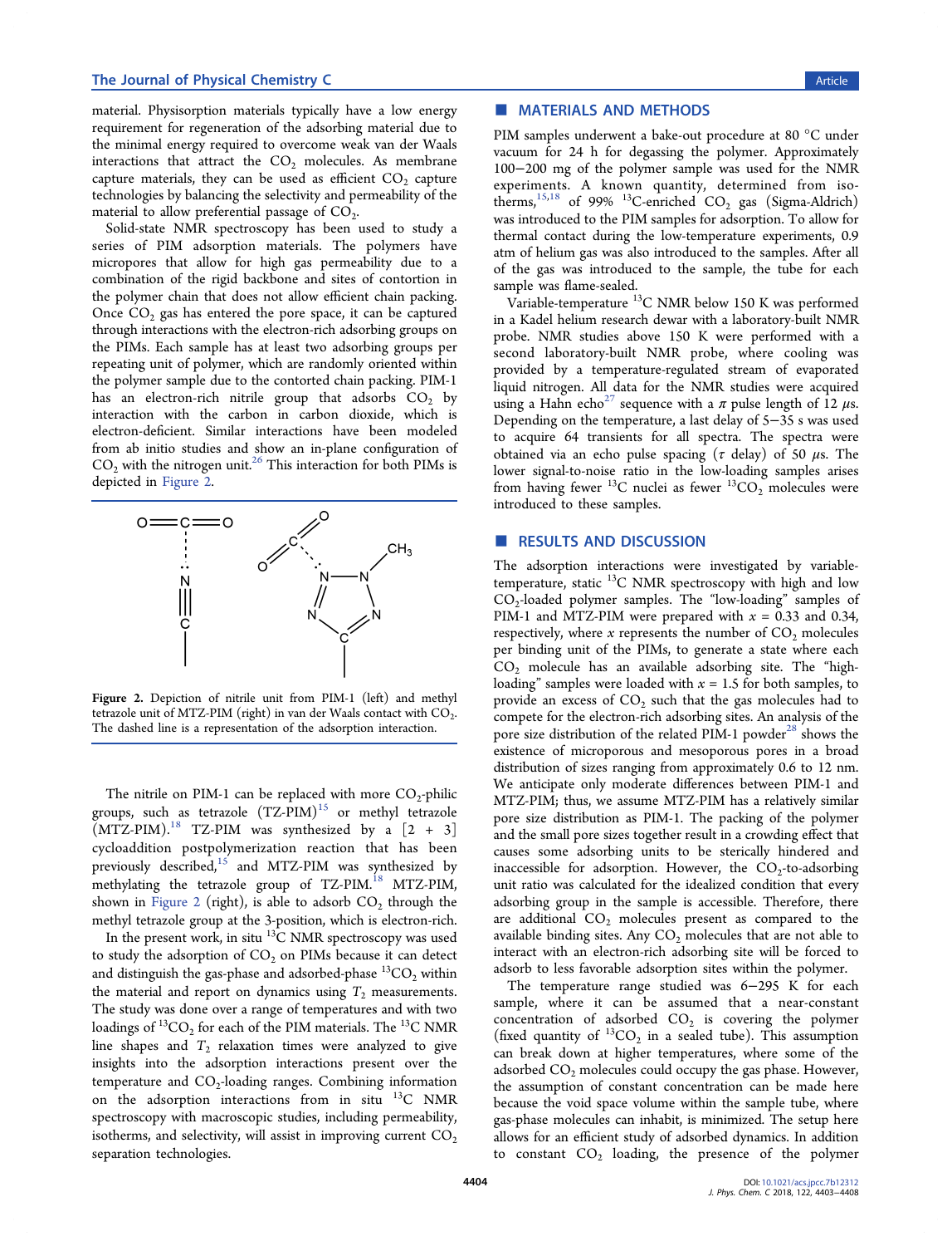material. Physisorption materials typically have a low energy requirement for regeneration of the adsorbing material due to the minimal energy required to overcome weak van der Waals interactions that attract the $CO_2$ molecules. As membrane capture materials, they can be used as efficient $CO_2$ capture technologies by balancing the selectivity and permeability of the material to allow preferential passage of $CO_2$.

Solid-state NMR spectroscopy has been used to study a series of PIM adsorption materials. The polymers have micropores that allow for high gas permeability due to a combination of the rigid backbone and sites of contortion in the polymer chain that does not allow efficient chain packing. Once $CO_2$ gas has entered the pore space, it can be captured through interactions with the electron-rich adsorbing groups on the PIMs. Each sample has at least two adsorbing groups per repeating unit of polymer, which are randomly oriented within the polymer sample due to the contorted chain packing. PIM-1 has an electron-rich nitrile group that adsorbs $CO_2$ by interaction with the carbon in carbon dioxide, which is electron-deficient. Similar interactions have been modeled from ab initio studies and show an in-plane configuration of $CO_2$ with the nitrogen unit.[26] This interaction for both PIMs is depicted in Figure 2.

**Figure 2.** Depiction of nitrile unit from PIM-1 (left) and methyl tetrazole unit of MTZ-PIM (right) in van der Waals contact with $CO_2$. The dashed line is a representation of the adsorption interaction.

The nitrile on PIM-1 can be replaced with more $CO_2$-philic groups, such as tetrazole (TZ-PIM)[15] or methyl tetrazole (MTZ-PIM).[18] TZ-PIM was synthesized by a [2 + 3] cycloaddition postpolymerization reaction that has been previously described,[15] and MTZ-PIM was synthesized by methylating the tetrazole group of TZ-PIM.[18] MTZ-PIM, shown in Figure 2 (right), is able to adsorb $CO_2$ through the methyl tetrazole group at the 3-position, which is electron-rich.

In the present work, in situ $^{13}C$ NMR spectroscopy was used to study the adsorption of $CO_2$ on PIMs because it can detect and distinguish the gas-phase and adsorbed-phase $^{13}CO_2$ within the material and report on dynamics using $T_2$ measurements. The study was done over a range of temperatures and with two loadings of $^{13}CO_2$ for each of the PIM materials. The $^{13}C$ NMR line shapes and $T_2$ relaxation times were analyzed to give insights into the adsorption interactions present over the temperature and $CO_2$-loading ranges. Combining information on the adsorption interactions from in situ $^{13}C$ NMR spectroscopy with macroscopic studies, including permeability, isotherms, and selectivity, will assist in improving current $CO_2$ separation technologies.

## MATERIALS AND METHODS

PIM samples underwent a bake-out procedure at 80 °C under vacuum for 24 h for degassing the polymer. Approximately 100−200 mg of the polymer sample was used for the NMR experiments. A known quantity, determined from isotherms,[15,18] of 99% $^{13}C$-enriched $CO_2$ gas (Sigma-Aldrich) was introduced to the PIM samples for adsorption. To allow for thermal contact during the low-temperature experiments, 0.9 atm of helium gas was also introduced to the samples. After all of the gas was introduced to the sample, the tube for each sample was flame-sealed.

Variable-temperature $^{13}C$ NMR below 150 K was performed in a Kadel helium research dewar with a laboratory-built NMR probe. NMR studies above 150 K were performed with a second laboratory-built NMR probe, where cooling was provided by a temperature-regulated stream of evaporated liquid nitrogen. All data for the NMR studies were acquired using a Hahn echo[27] sequence with a $\pi$ pulse length of 12 $\mu$s. Depending on the temperature, a last delay of 5−35 s was used to acquire 64 transients for all spectra. The spectra were obtained via an echo pulse spacing ($\tau$ delay) of 50 $\mu$s. The lower signal-to-noise ratio in the low-loading samples arises from having fewer $^{13}C$ nuclei as fewer $^{13}CO_2$ molecules were introduced to these samples.

## RESULTS AND DISCUSSION

The adsorption interactions were investigated by variable-temperature, static $^{13}C$ NMR spectroscopy with high and low $CO_2$-loaded polymer samples. The "low-loading" samples of PIM-1 and MTZ-PIM were prepared with $x$ = 0.33 and 0.34, respectively, where $x$ represents the number of $CO_2$ molecules per binding unit of the PIMs, to generate a state where each $CO_2$ molecule has an available adsorbing site. The "high-loading" samples were loaded with $x$ = 1.5 for both samples, to provide an excess of $CO_2$ such that the gas molecules had to compete for the electron-rich adsorbing sites. An analysis of the pore size distribution of the related PIM-1 powder[28] shows the existence of microporous and mesoporous pores in a broad distribution of sizes ranging from approximately 0.6 to 12 nm. We anticipate only moderate differences between PIM-1 and MTZ-PIM; thus, we assume MTZ-PIM has a relatively similar pore size distribution as PIM-1. The packing of the polymer and the small pore sizes together result in a crowding effect that causes some adsorbing units to be sterically hindered and inaccessible for adsorption. However, the $CO_2$-to-adsorbing unit ratio was calculated for the idealized condition that every adsorbing group in the sample is accessible. Therefore, there are additional $CO_2$ molecules present as compared to the available binding sites. Any $CO_2$ molecules that are not able to interact with an electron-rich adsorbing site will be forced to adsorb to less favorable adsorption sites within the polymer.

The temperature range studied was 6−295 K for each sample, where it can be assumed that a near-constant concentration of adsorbed $CO_2$ is covering the polymer (fixed quantity of $^{13}CO_2$ in a sealed tube). This assumption can break down at higher temperatures, where some of the adsorbed $CO_2$ molecules could occupy the gas phase. However, the assumption of constant concentration can be made here because the void space volume within the sample tube, where gas-phase molecules can inhabit, is minimized. The setup here allows for an efficient study of adsorbed dynamics. In addition to constant $CO_2$ loading, the presence of the polymer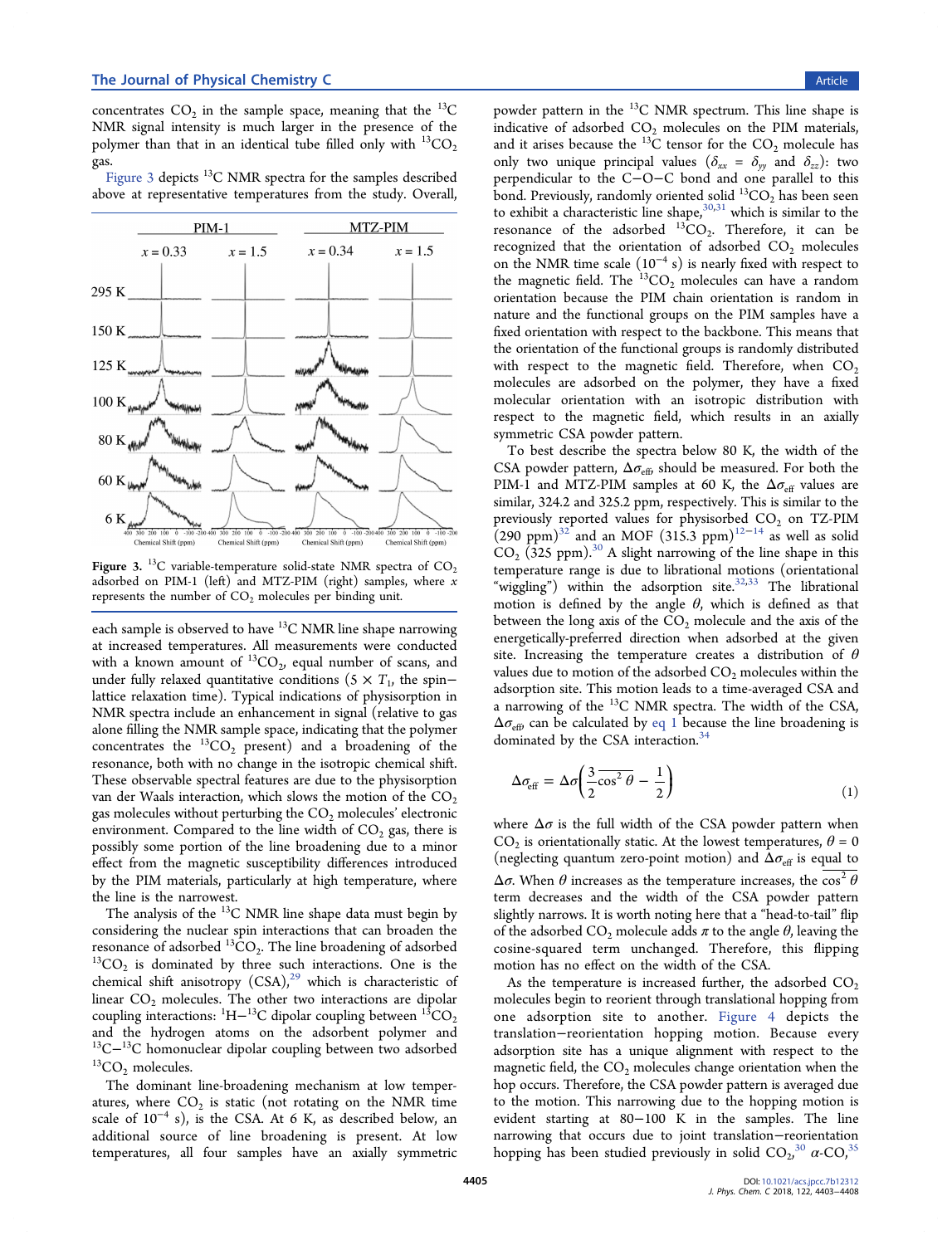concentrates $CO_2$ in the sample space, meaning that the $^{13}C$ NMR signal intensity is much larger in the presence of the polymer than that in an identical tube filled only with $^{13}CO_2$ gas.

Figure 3 depicts $^{13}C$ NMR spectra for the samples described above at representative temperatures from the study. Overall, each sample is observed to have $^{13}C$ NMR line shape narrowing at increased temperatures. All measurements were conducted with a known amount of $^{13}CO_2$, equal number of scans, and under fully relaxed quantitative conditions ($5 \times T_1$, the spin−lattice relaxation time). Typical indications of physisorption in NMR spectra include an enhancement in signal (relative to gas alone filling the NMR sample space, indicating that the polymer concentrates the $^{13}CO_2$ present) and a broadening of the resonance, both with no change in the isotropic chemical shift. These observable spectral features are due to the physisorption van der Waals interaction, which slows the motion of the $CO_2$ gas molecules without perturbing the $CO_2$ molecules' electronic environment. Compared to the line width of $CO_2$ gas, there is possibly some portion of the line broadening due to a minor effect from the magnetic susceptibility differences introduced by the PIM materials, particularly at high temperature, where the line is the narrowest.

Figure 3. $^{13}C$ variable-temperature solid-state NMR spectra of $CO_2$ adsorbed on PIM-1 (left) and MTZ-PIM (right) samples, where $x$ represents the number of $CO_2$ molecules per binding unit.

The analysis of the $^{13}C$ NMR line shape data must begin by considering the nuclear spin interactions that can broaden the resonance of adsorbed $^{13}CO_2$. The line broadening of adsorbed $^{13}CO_2$ is dominated by three such interactions. One is the chemical shift anisotropy (CSA),[29] which is characteristic of linear $CO_2$ molecules. The other two interactions are dipolar coupling interactions: $^{1}H-^{13}C$ dipolar coupling between $^{13}CO_2$ and the hydrogen atoms on the adsorbent polymer and $^{13}C-^{13}C$ homonuclear dipolar coupling between two adsorbed $^{13}CO_2$ molecules.

The dominant line-broadening mechanism at low temperatures, where $CO_2$ is static (not rotating on the NMR time scale of $10^{-4}$ s), is the CSA. At 6 K, as described below, an additional source of line broadening is present. At low temperatures, all four samples have an axially symmetric powder pattern in the $^{13}C$ NMR spectrum. This line shape is indicative of adsorbed $CO_2$ molecules on the PIM materials, and it arises because the $^{13}C$ tensor for the $CO_2$ molecule has only two unique principal values ($\delta_{xx} = \delta_{yy}$ and $\delta_{zz}$): two perpendicular to the C−O−C bond and one parallel to this bond. Previously, randomly oriented solid $^{13}CO_2$ has been seen to exhibit a characteristic line shape,[30,31] which is similar to the resonance of the adsorbed $^{13}CO_2$. Therefore, it can be recognized that the orientation of adsorbed $CO_2$ molecules on the NMR time scale ($10^{-4}$ s) is nearly fixed with respect to the magnetic field. The $^{13}CO_2$ molecules can have a random orientation because the PIM chain orientation is random in nature and the functional groups on the PIM samples have a fixed orientation with respect to the backbone. This means that the orientation of the functional groups is randomly distributed with respect to the magnetic field. Therefore, when $CO_2$ molecules are adsorbed on the polymer, they have a fixed molecular orientation with an isotropic distribution with respect to the magnetic field, which results in an axially symmetric CSA powder pattern.

To best describe the spectra below 80 K, the width of the CSA powder pattern, $\Delta\sigma_{eff}$, should be measured. For both the PIM-1 and MTZ-PIM samples at 60 K, the $\Delta\sigma_{eff}$ values are similar, 324.2 and 325.2 ppm, respectively. This is similar to the previously reported values for physisorbed $CO_2$ on TZ-PIM (290 ppm)[32] and an MOF (315.3 ppm)[12−14] as well as solid $CO_2$ (325 ppm).[30] A slight narrowing of the line shape in this temperature range is due to librational motions (orientational "wiggling") within the adsorption site.[32,33] The librational motion is defined by the angle $\theta$, which is defined as that between the long axis of the $CO_2$ molecule and the axis of the energetically-preferred direction when adsorbed at the given site. Increasing the temperature creates a distribution of $\theta$ values due to motion of the adsorbed $CO_2$ molecules within the adsorption site. This motion leads to a time-averaged CSA and a narrowing of the $^{13}C$ NMR spectra. The width of the CSA, $\Delta\sigma_{eff}$, can be calculated by eq 1 because the line broadening is dominated by the CSA interaction.[34]

$$\Delta\sigma_{eff} = \Delta\sigma\left(\frac{3}{2}\overline{\cos^2\theta} - \frac{1}{2}\right) \tag{1}$$

where $\Delta\sigma$ is the full width of the CSA powder pattern when $CO_2$ is orientationally static. At the lowest temperatures, $\theta = 0$ (neglecting quantum zero-point motion) and $\Delta\sigma_{eff}$ is equal to $\Delta\sigma$. When $\theta$ increases as the temperature increases, the $\overline{\cos^2\theta}$ term decreases and the width of the CSA powder pattern slightly narrows. It is worth noting here that a "head-to-tail" flip of the adsorbed $CO_2$ molecule adds $\pi$ to the angle $\theta$, leaving the cosine-squared term unchanged. Therefore, this flipping motion has no effect on the width of the CSA.

As the temperature is increased further, the adsorbed $CO_2$ molecules begin to reorient through translational hopping from one adsorption site to another. Figure 4 depicts the translation−reorientation hopping motion. Because every adsorption site has a unique alignment with respect to the magnetic field, the $CO_2$ molecules change orientation when the hop occurs. Therefore, the CSA powder pattern is averaged due to the motion. This narrowing due to the hopping motion is evident starting at 80−100 K in the samples. The line narrowing that occurs due to joint translation−reorientation hopping has been studied previously in solid $CO_2$,[30] $\alpha$-CO,[35]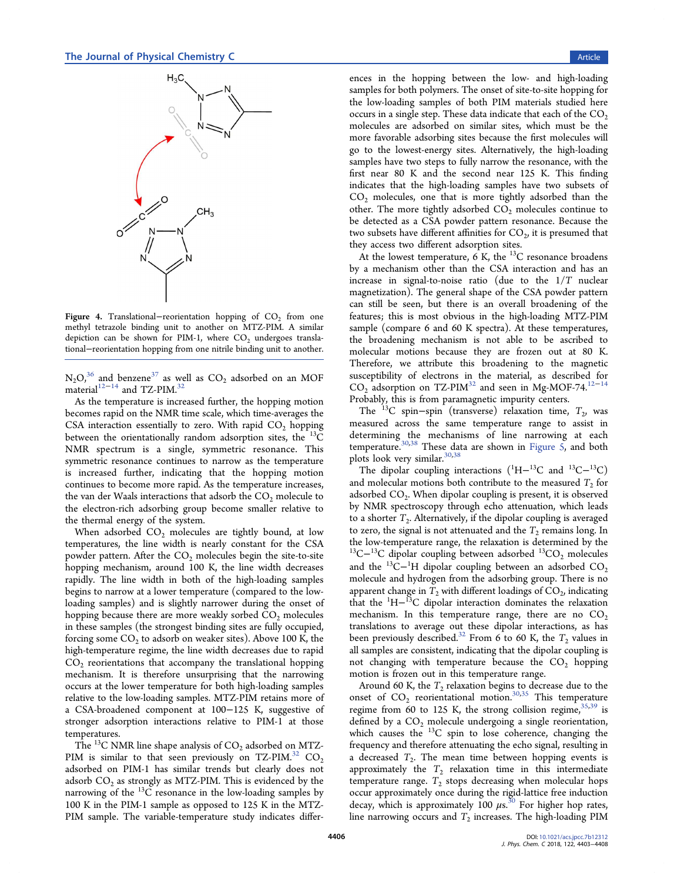Figure 4. Translational−reorientation hopping of $CO_2$ from one methyl tetrazole binding unit to another on MTZ-PIM. A similar depiction can be shown for PIM-1, where $CO_2$ undergoes translational−reorientation hopping from one nitrile binding unit to another.

$N_2O$,[36] and benzene[37] as well as $CO_2$ adsorbed on an MOF material[12−14] and TZ-PIM.[32]

As the temperature is increased further, the hopping motion becomes rapid on the NMR time scale, which time-averages the CSA interaction essentially to zero. With rapid $CO_2$ hopping between the orientationally random adsorption sites, the $^{13}C$ NMR spectrum is a single, symmetric resonance. This symmetric resonance continues to narrow as the temperature is increased further, indicating that the hopping motion continues to become more rapid. As the temperature increases, the van der Waals interactions that adsorb the $CO_2$ molecule to the electron-rich adsorbing group become smaller relative to the thermal energy of the system.

When adsorbed $CO_2$ molecules are tightly bound, at low temperatures, the line width is nearly constant for the CSA powder pattern. After the $CO_2$ molecules begin the site-to-site hopping mechanism, around 100 K, the line width decreases rapidly. The line width in both of the high-loading samples begins to narrow at a lower temperature (compared to the low-loading samples) and is slightly narrower during the onset of hopping because there are more weakly sorbed $CO_2$ molecules in these samples (the strongest binding sites are fully occupied, forcing some $CO_2$ to adsorb on weaker sites). Above 100 K, the high-temperature regime, the line width decreases due to rapid $CO_2$ reorientations that accompany the translational hopping mechanism. It is therefore unsurprising that the narrowing occurs at the lower temperature for both high-loading samples relative to the low-loading samples. MTZ-PIM retains more of a CSA-broadened component at 100−125 K, suggestive of stronger adsorption interactions relative to PIM-1 at those temperatures.

The $^{13}C$ NMR line shape analysis of $CO_2$ adsorbed on MTZ-PIM is similar to that seen previously on TZ-PIM.[32] $CO_2$ adsorbed on PIM-1 has similar trends but clearly does not adsorb $CO_2$ as strongly as MTZ-PIM. This is evidenced by the narrowing of the $^{13}C$ resonance in the low-loading samples by 100 K in the PIM-1 sample as opposed to 125 K in the MTZ-PIM sample. The variable-temperature study indicates differences in the hopping between the low- and high-loading samples for both polymers. The onset of site-to-site hopping for the low-loading samples of both PIM materials studied here occurs in a single step. These data indicate that each of the $CO_2$ molecules are adsorbed on similar sites, which must be the more favorable adsorbing sites because the first molecules will go to the lowest-energy sites. Alternatively, the high-loading samples have two steps to fully narrow the resonance, with the first near 80 K and the second near 125 K. This finding indicates that the high-loading samples have two subsets of $CO_2$ molecules, one that is more tightly adsorbed than the other. The more tightly adsorbed $CO_2$ molecules continue to be detected as a CSA powder pattern resonance. Because the two subsets have different affinities for $CO_2$, it is presumed that they access two different adsorption sites.

At the lowest temperature, 6 K, the $^{13}C$ resonance broadens by a mechanism other than the CSA interaction and has an increase in signal-to-noise ratio (due to the $1/T$ nuclear magnetization). The general shape of the CSA powder pattern can still be seen, but there is an overall broadening of the features; this is most obvious in the high-loading MTZ-PIM sample (compare 6 and 60 K spectra). At these temperatures, the broadening mechanism is not able to be ascribed to molecular motions because they are frozen out at 80 K. Therefore, we attribute this broadening to the magnetic susceptibility of electrons in the material, as described for $CO_2$ adsorption on TZ-PIM[32] and seen in Mg-MOF-74.[12−14] Probably, this is from paramagnetic impurity centers.

The $^{13}C$ spin−spin (transverse) relaxation time, $T_2$, was measured across the same temperature range to assist in determining the mechanisms of line narrowing at each temperature.[30,38] These data are shown in Figure 5, and both plots look very similar.[30,38]

The dipolar coupling interactions ($^1H-^{13}C$ and $^{13}C-^{13}C$) and molecular motions both contribute to the measured $T_2$ for adsorbed $CO_2$. When dipolar coupling is present, it is observed by NMR spectroscopy through echo attenuation, which leads to a shorter $T_2$. Alternatively, if the dipolar coupling is averaged to zero, the signal is not attenuated and the $T_2$ remains long. In the low-temperature range, the relaxation is determined by the $^{13}C-^{13}C$ dipolar coupling between adsorbed $^{13}CO_2$ molecules and the $^{13}C-^1H$ dipolar coupling between an adsorbed $CO_2$ molecule and hydrogen from the adsorbing group. There is no apparent change in $T_2$ with different loadings of $CO_2$, indicating that the $^1H-^{13}C$ dipolar interaction dominates the relaxation mechanism. In this temperature range, there are no $CO_2$ translations to average out these dipolar interactions, as has been previously described.[32] From 6 to 60 K, the $T_2$ values in all samples are consistent, indicating that the dipolar coupling is not changing with temperature because the $CO_2$ hopping motion is frozen out in this temperature range.

Around 60 K, the $T_2$ relaxation begins to decrease due to the onset of $CO_2$ reorientational motion.[30,35] This temperature regime from 60 to 125 K, the strong collision regime,[35,39] is defined by a $CO_2$ molecule undergoing a single reorientation, which causes the $^{13}C$ spin to lose coherence, changing the frequency and therefore attenuating the echo signal, resulting in a decreased $T_2$. The mean time between hopping events is approximately the $T_2$ relaxation time in this intermediate temperature range. $T_2$ stops decreasing when molecular hops occur approximately once during the rigid-lattice free induction decay, which is approximately 100 μs.[30] For higher hop rates, line narrowing occurs and $T_2$ increases. The high-loading PIM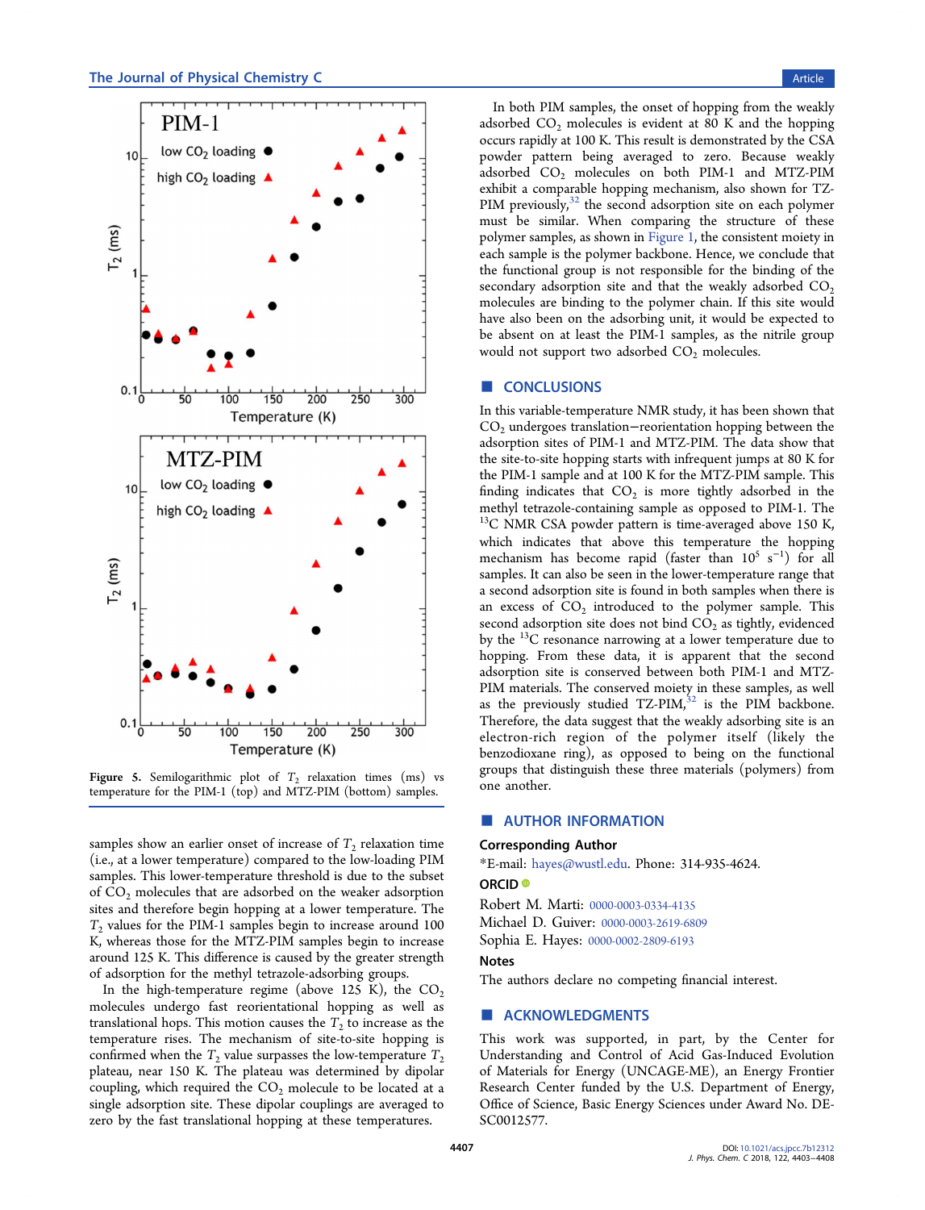Figure 5. Semilogarithmic plot of $T_2$ relaxation times (ms) vs temperature for the PIM-1 (top) and MTZ-PIM (bottom) samples.

samples show an earlier onset of increase of $T_2$ relaxation time (i.e., at a lower temperature) compared to the low-loading PIM samples. This lower-temperature threshold is due to the subset of $CO_2$ molecules that are adsorbed on the weaker adsorption sites and therefore begin hopping at a lower temperature. The $T_2$ values for the PIM-1 samples begin to increase around 100 K, whereas those for the MTZ-PIM samples begin to increase around 125 K. This difference is caused by the greater strength of adsorption for the methyl tetrazole-adsorbing groups.

In the high-temperature regime (above 125 K), the $CO_2$ molecules undergo fast reorientational hopping as well as translational hops. This motion causes the $T_2$ to increase as the temperature rises. The mechanism of site-to-site hopping is confirmed when the $T_2$ value surpasses the low-temperature $T_2$ plateau, near 150 K. The plateau was determined by dipolar coupling, which required the $CO_2$ molecule to be located at a single adsorption site. These dipolar couplings are averaged to zero by the fast translational hopping at these temperatures.

In both PIM samples, the onset of hopping from the weakly adsorbed $CO_2$ molecules is evident at 80 K and the hopping occurs rapidly at 100 K. This result is demonstrated by the CSA powder pattern being averaged to zero. Because weakly adsorbed $CO_2$ molecules on both PIM-1 and MTZ-PIM exhibit a comparable hopping mechanism, also shown for TZ-PIM previously,[32] the second adsorption site on each polymer must be similar. When comparing the structure of these polymer samples, as shown in Figure 1, the consistent moiety in each sample is the polymer backbone. Hence, we conclude that the functional group is not responsible for the binding of the secondary adsorption site and that the weakly adsorbed $CO_2$ molecules are binding to the polymer chain. If this site would have also been on the adsorbing unit, it would be expected to be absent on at least the PIM-1 samples, as the nitrile group would not support two adsorbed $CO_2$ molecules.

## CONCLUSIONS

In this variable-temperature NMR study, it has been shown that $CO_2$ undergoes translation–reorientation hopping between the adsorption sites of PIM-1 and MTZ-PIM. The data show that the site-to-site hopping starts with infrequent jumps at 80 K for the PIM-1 sample and at 100 K for the MTZ-PIM sample. This finding indicates that $CO_2$ is more tightly adsorbed in the methyl tetrazole-containing sample as opposed to PIM-1. The $^{13}$C NMR CSA powder pattern is time-averaged above 150 K, which indicates that above this temperature the hopping mechanism has become rapid (faster than $10^5$ $s^{-1}$) for all samples. It can also be seen in the lower-temperature range that a second adsorption site is found in both samples when there is an excess of $CO_2$ introduced to the polymer sample. This second adsorption site does not bind $CO_2$ as tightly, evidenced by the $^{13}$C resonance narrowing at a lower temperature due to hopping. From these data, it is apparent that the second adsorption site is conserved between both PIM-1 and MTZ-PIM materials. The conserved moiety in these samples, as well as the previously studied TZ-PIM,[32] is the PIM backbone. Therefore, the data suggest that the weakly adsorbing site is an electron-rich region of the polymer itself (likely the benzodioxane ring), as opposed to being on the functional groups that distinguish these three materials (polymers) from one another.

## AUTHOR INFORMATION

### Corresponding Author

*E-mail: hayes@wustl.edu. Phone: 314-935-4624.

### ORCID

Robert M. Marti: 0000-0003-0334-4135
Michael D. Guiver: 0000-0003-2619-6809
Sophia E. Hayes: 0000-0002-2809-6193

### Notes

The authors declare no competing financial interest.

## ACKNOWLEDGMENTS

This work was supported, in part, by the Center for Understanding and Control of Acid Gas-Induced Evolution of Materials for Energy (UNCAGE-ME), an Energy Frontier Research Center funded by the U.S. Department of Energy, Office of Science, Basic Energy Sciences under Award No. DE-SC0012577.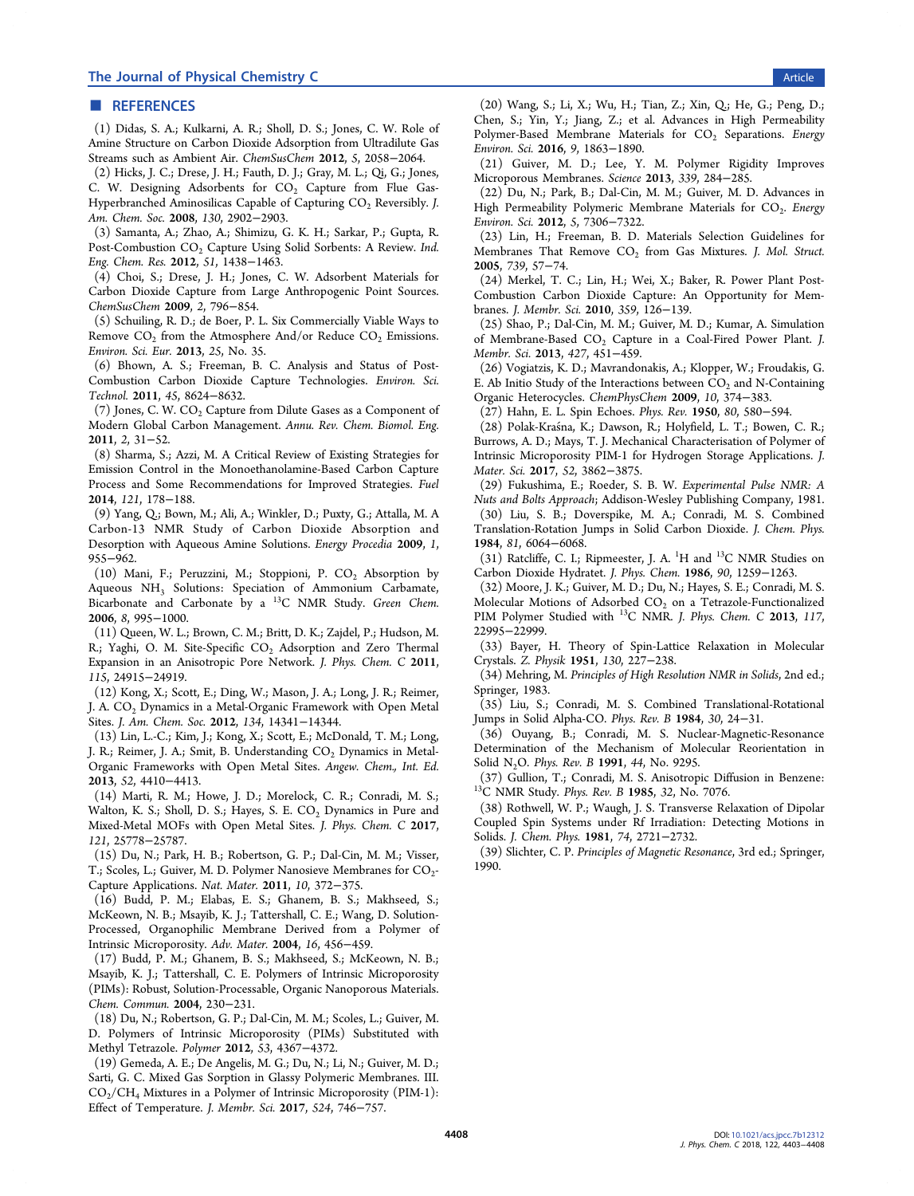## ■ REFERENCES

(1) Didas, S. A.; Kulkarni, A. R.; Sholl, D. S.; Jones, C. W. Role of Amine Structure on Carbon Dioxide Adsorption from Ultradilute Gas Streams such as Ambient Air. *ChemSusChem* **2012**, *5*, 2058−2064.

(2) Hicks, J. C.; Drese, J. H.; Fauth, D. J.; Gray, M. L.; Qi, G.; Jones, C. W. Designing Adsorbents for $CO_2$ Capture from Flue Gas-Hyperbranched Aminosilicas Capable of Capturing $CO_2$ Reversibly. *J. Am. Chem. Soc.* **2008**, *130*, 2902−2903.

(3) Samanta, A.; Zhao, A.; Shimizu, G. K. H.; Sarkar, P.; Gupta, R. Post-Combustion $CO_2$ Capture Using Solid Sorbents: A Review. *Ind. Eng. Chem. Res.* **2012**, *51*, 1438−1463.

(4) Choi, S.; Drese, J. H.; Jones, C. W. Adsorbent Materials for Carbon Dioxide Capture from Large Anthropogenic Point Sources. *ChemSusChem* **2009**, *2*, 796−854.

(5) Schuiling, R. D.; de Boer, P. L. Six Commercially Viable Ways to Remove $CO_2$ from the Atmosphere And/or Reduce $CO_2$ Emissions. *Environ. Sci. Eur.* **2013**, *25*, No. 35.

(6) Bhown, A. S.; Freeman, B. C. Analysis and Status of Post-Combustion Carbon Dioxide Capture Technologies. *Environ. Sci. Technol.* **2011**, *45*, 8624−8632.

(7) Jones, C. W. $CO_2$ Capture from Dilute Gases as a Component of Modern Global Carbon Management. *Annu. Rev. Chem. Biomol. Eng.* **2011**, *2*, 31−52.

(8) Sharma, S.; Azzi, M. A Critical Review of Existing Strategies for Emission Control in the Monoethanolamine-Based Carbon Capture Process and Some Recommendations for Improved Strategies. *Fuel* **2014**, *121*, 178−188.

(9) Yang, Q.; Bown, M.; Ali, A.; Winkler, D.; Puxty, G.; Attalla, M. A Carbon-13 NMR Study of Carbon Dioxide Absorption and Desorption with Aqueous Amine Solutions. *Energy Procedia* **2009**, *1*, 955−962.

(10) Mani, F.; Peruzzini, M.; Stoppioni, P. $CO_2$ Absorption by Aqueous $NH_3$ Solutions: Speciation of Ammonium Carbamate, Bicarbonate and Carbonate by a $^{13}C$ NMR Study. *Green Chem.* **2006**, *8*, 995−1000.

(11) Queen, W. L.; Brown, C. M.; Britt, D. K.; Zajdel, P.; Hudson, M. R.; Yaghi, O. M. Site-Specific $CO_2$ Adsorption and Zero Thermal Expansion in an Anisotropic Pore Network. *J. Phys. Chem. C* **2011**, *115*, 24915−24919.

(12) Kong, X.; Scott, E.; Ding, W.; Mason, J. A.; Long, J. R.; Reimer, J. A. $CO_2$ Dynamics in a Metal-Organic Framework with Open Metal Sites. *J. Am. Chem. Soc.* **2012**, *134*, 14341−14344.

(13) Lin, L.-C.; Kim, J.; Kong, X.; Scott, E.; McDonald, T. M.; Long, J. R.; Reimer, J. A.; Smit, B. Understanding $CO_2$ Dynamics in Metal-Organic Frameworks with Open Metal Sites. *Angew. Chem., Int. Ed.* **2013**, *52*, 4410−4413.

(14) Marti, R. M.; Howe, J. D.; Morelock, C. R.; Conradi, M. S.; Walton, K. S.; Sholl, D. S.; Hayes, S. E. $CO_2$ Dynamics in Pure and Mixed-Metal MOFs with Open Metal Sites. *J. Phys. Chem. C* **2017**, *121*, 25778−25787.

(15) Du, N.; Park, H. B.; Robertson, G. P.; Dal-Cin, M. M.; Visser, T.; Scoles, L.; Guiver, M. D. Polymer Nanosieve Membranes for $CO_2$-Capture Applications. *Nat. Mater.* **2011**, *10*, 372−375.

(16) Budd, P. M.; Elabas, E. S.; Ghanem, B. S.; Makhseed, S.; McKeown, N. B.; Msayib, K. J.; Tattershall, C. E.; Wang, D. Solution-Processed, Organophilic Membrane Derived from a Polymer of Intrinsic Microporosity. *Adv. Mater.* **2004**, *16*, 456−459.

(17) Budd, P. M.; Ghanem, B. S.; Makhseed, S.; McKeown, N. B.; Msayib, K. J.; Tattershall, C. E. Polymers of Intrinsic Microporosity (PIMs): Robust, Solution-Processable, Organic Nanoporous Materials. *Chem. Commun.* **2004**, 230−231.

(18) Du, N.; Robertson, G. P.; Dal-Cin, M. M.; Scoles, L.; Guiver, M. D. Polymers of Intrinsic Microporosity (PIMs) Substituted with Methyl Tetrazole. *Polymer* **2012**, *53*, 4367−4372.

(19) Gemeda, A. E.; De Angelis, M. G.; Du, N.; Li, N.; Guiver, M. D.; Sarti, G. C. Mixed Gas Sorption in Glassy Polymeric Membranes. III. $CO_2$/$CH_4$ Mixtures in a Polymer of Intrinsic Microporosity (PIM-1): Effect of Temperature. *J. Membr. Sci.* **2017**, *524*, 746−757.

(20) Wang, S.; Li, X.; Wu, H.; Tian, Z.; Xin, Q.; He, G.; Peng, D.; Chen, S.; Yin, Y.; Jiang, Z.; et al. Advances in High Permeability Polymer-Based Membrane Materials for $CO_2$ Separations. *Energy Environ. Sci.* **2016**, *9*, 1863−1890.

(21) Guiver, M. D.; Lee, Y. M. Polymer Rigidity Improves Microporous Membranes. *Science* **2013**, *339*, 284−285.

(22) Du, N.; Park, B.; Dal-Cin, M. M.; Guiver, M. D. Advances in High Permeability Polymeric Membrane Materials for $CO_2$. *Energy Environ. Sci.* **2012**, *5*, 7306−7322.

(23) Lin, H.; Freeman, B. D. Materials Selection Guidelines for Membranes That Remove $CO_2$ from Gas Mixtures. *J. Mol. Struct.* **2005**, *739*, 57−74.

(24) Merkel, T. C.; Lin, H.; Wei, X.; Baker, R. Power Plant Post-Combustion Carbon Dioxide Capture: An Opportunity for Membranes. *J. Membr. Sci.* **2010**, *359*, 126−139.

(25) Shao, P.; Dal-Cin, M. M.; Guiver, M. D.; Kumar, A. Simulation of Membrane-Based $CO_2$ Capture in a Coal-Fired Power Plant. *J. Membr. Sci.* **2013**, *427*, 451−459.

(26) Vogiatzis, K. D.; Mavrandonakis, A.; Klopper, W.; Froudakis, G. E. Ab Initio Study of the Interactions between $CO_2$ and N-Containing Organic Heterocycles. *ChemPhysChem* **2009**, *10*, 374−383.

(27) Hahn, E. L. Spin Echoes. *Phys. Rev.* **1950**, *80*, 580−594.

(28) Polak-Kraśna, K.; Dawson, R.; Holyfield, L. T.; Bowen, C. R.; Burrows, A. D.; Mays, T. J. Mechanical Characterisation of Polymer of Intrinsic Microporosity PIM-1 for Hydrogen Storage Applications. *J. Mater. Sci.* **2017**, *52*, 3862−3875.

(29) Fukushima, E.; Roeder, S. B. W. *Experimental Pulse NMR: A Nuts and Bolts Approach*; Addison-Wesley Publishing Company, 1981.

(30) Liu, S. B.; Doverspike, M. A.; Conradi, M. S. Combined Translation-Rotation Jumps in Solid Carbon Dioxide. *J. Chem. Phys.* **1984**, *81*, 6064−6068.

(31) Ratcliffe, C. I.; Ripmeester, J. A. $^1H$ and $^{13}C$ NMR Studies on Carbon Dioxide Hydrate. *J. Phys. Chem.* **1986**, *90*, 1259−1263.

(32) Moore, J. K.; Guiver, M. D.; Du, N.; Hayes, S. E.; Conradi, M. S. Molecular Motions of Adsorbed $CO_2$ on a Tetrazole-Functionalized PIM Polymer Studied with $^{13}C$ NMR. *J. Phys. Chem. C* **2013**, *117*, 22995−22999.

(33) Bayer, H. Theory of Spin-Lattice Relaxation in Molecular Crystals. *Z. Physik* **1951**, *130*, 227−238.

(34) Mehring, M. *Principles of High Resolution NMR in Solids*, 2nd ed.; Springer, 1983.

(35) Liu, S.; Conradi, M. S. Combined Translational-Rotational Jumps in Solid Alpha-CO. *Phys. Rev. B* **1984**, *30*, 24−31.

(36) Ouyang, B.; Conradi, M. S. Nuclear-Magnetic-Resonance Determination of the Mechanism of Molecular Reorientation in Solid $N_2O$. *Phys. Rev. B* **1991**, *44*, No. 9295.

(37) Gullion, T.; Conradi, M. S. Anisotropic Diffusion in Benzene: $^{13}C$ NMR Study. *Phys. Rev. B* **1985**, *32*, No. 7076.

(38) Rothwell, W. P.; Waugh, J. S. Transverse Relaxation of Dipolar Coupled Spin Systems under Rf Irradiation: Detecting Motions in Solids. *J. Chem. Phys.* **1981**, *74*, 2721−2732.

(39) Slichter, C. P. *Principles of Magnetic Resonance*, 3rd ed.; Springer, 1990.